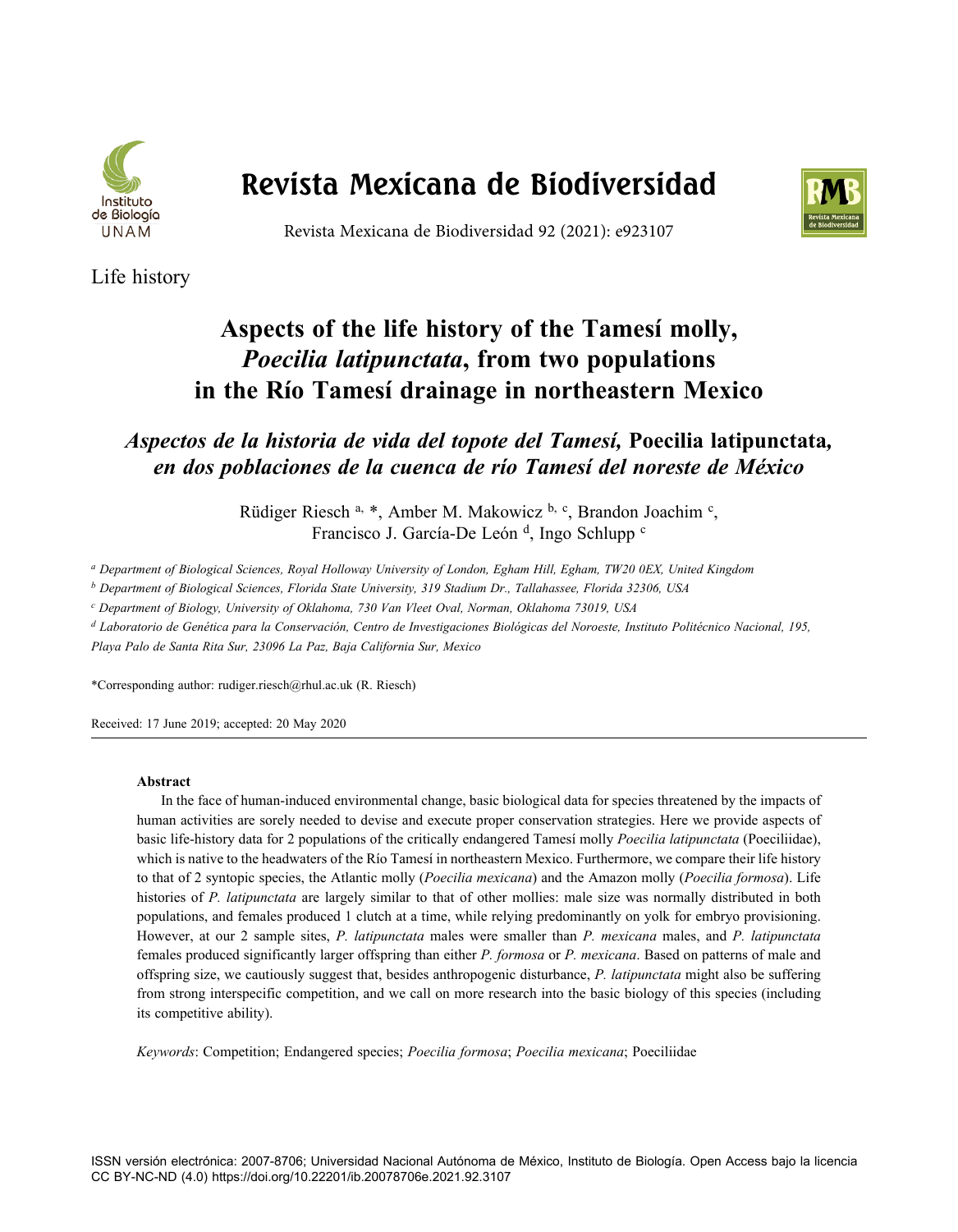# Revista Mexicana de Biodiversidad

Revista Mexicana de Biodiversidad 92 (2021): e923107

Life history

# Aspects of the life history of the Tamesí molly, *Poecilia latipunctata*, from two populations in the Río Tamesí drainage in northeastern Mexico

## *Aspectos de la historia de vida del topote del Tamesí,* Poecilia latipunctata*, en dos poblaciones de la cuenca de río Tamesí del noreste de México*

Rüdiger Riesch [a, *], Amber M. Makowicz [b, c], Brandon Joachim [c], Francisco J. García-De León [d], Ingo Schlupp [c]

[a] *Department of Biological Sciences, Royal Holloway University of London, Egham Hill, Egham, TW20 0EX, United Kingdom*

[b] *Department of Biological Sciences, Florida State University, 319 Stadium Dr., Tallahassee, Florida 32306, USA*

[c] *Department of Biology, University of Oklahoma, 730 Van Vleet Oval, Norman, Oklahoma 73019, USA*

[d] *Laboratorio de Genética para la Conservación, Centro de Investigaciones Biológicas del Noroeste, Instituto Politécnico Nacional, 195, Playa Palo de Santa Rita Sur, 23096 La Paz, Baja California Sur, Mexico*

*Corresponding author: rudiger.riesch@rhul.ac.uk (R. Riesch)

Received: 17 June 2019; accepted: 20 May 2020

### Abstract

In the face of human-induced environmental change, basic biological data for species threatened by the impacts of human activities are sorely needed to devise and execute proper conservation strategies. Here we provide aspects of basic life-history data for 2 populations of the critically endangered Tamesí molly *Poecilia latipunctata* (Poeciliidae), which is native to the headwaters of the Río Tamesí in northeastern Mexico. Furthermore, we compare their life history to that of 2 syntopic species, the Atlantic molly (*Poecilia mexicana*) and the Amazon molly (*Poecilia formosa*). Life histories of *P. latipunctata* are largely similar to that of other mollies: male size was normally distributed in both populations, and females produced 1 clutch at a time, while relying predominantly on yolk for embryo provisioning. However, at our 2 sample sites, *P. latipunctata* males were smaller than *P. mexicana* males, and *P. latipunctata* females produced significantly larger offspring than either *P. formosa* or *P. mexicana*. Based on patterns of male and offspring size, we cautiously suggest that, besides anthropogenic disturbance, *P. latipunctata* might also be suffering from strong interspecific competition, and we call on more research into the basic biology of this species (including its competitive ability).

*Keywords*: Competition; Endangered species; *Poecilia formosa*; *Poecilia mexicana*; Poeciliidae

ISSN versión electrónica: 2007-8706; Universidad Nacional Autónoma de México, Instituto de Biología. Open Access bajo la licencia CC BY-NC-ND (4.0) https://doi.org/10.22201/ib.20078706e.2021.92.3107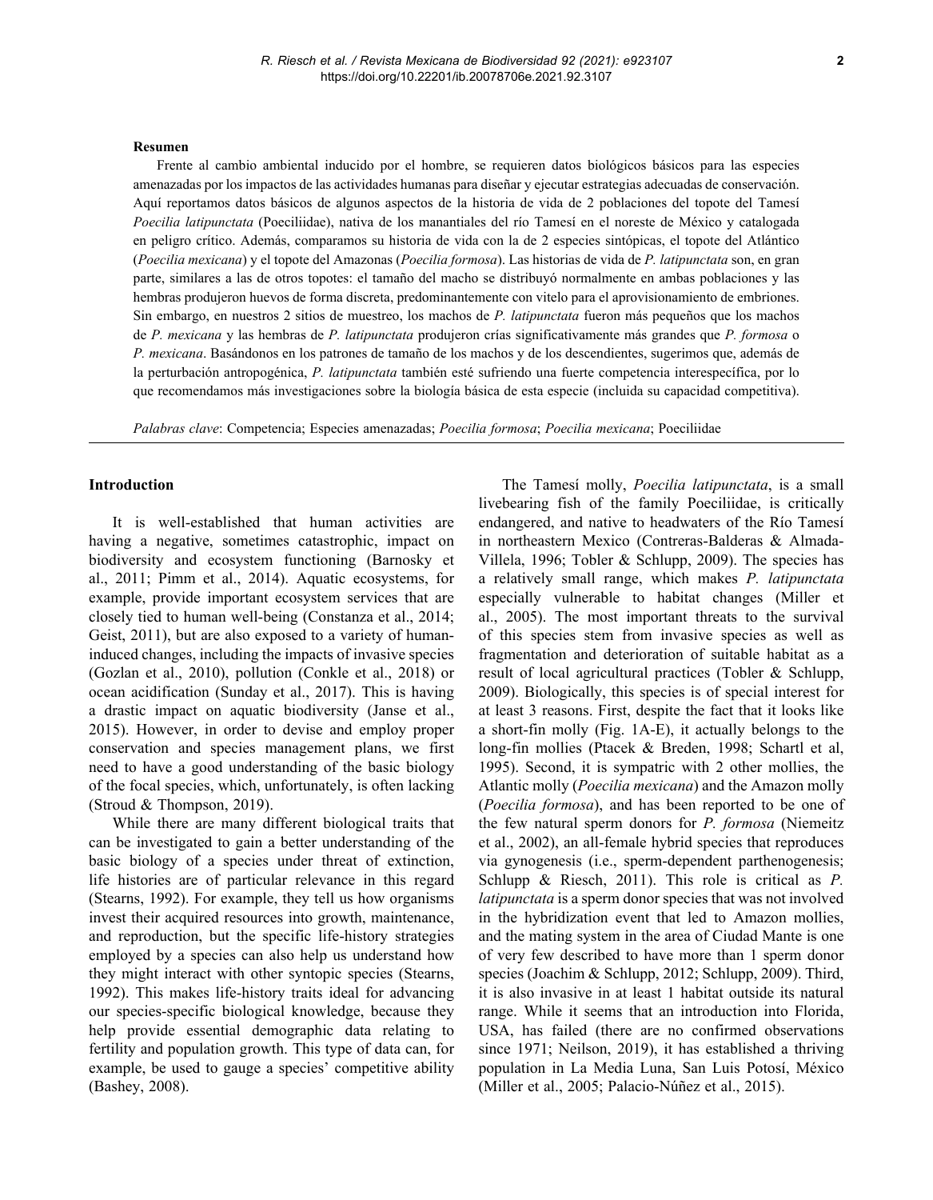**Resumen**

Frente al cambio ambiental inducido por el hombre, se requieren datos biológicos básicos para las especies amenazadas por los impactos de las actividades humanas para diseñar y ejecutar estrategias adecuadas de conservación. Aquí reportamos datos básicos de algunos aspectos de la historia de vida de 2 poblaciones del topote del Tamesí *Poecilia latipunctata* (Poeciliidae), nativa de los manantiales del río Tamesí en el noreste de México y catalogada en peligro crítico. Además, comparamos su historia de vida con la de 2 especies sintópicas, el topote del Atlántico (*Poecilia mexicana*) y el topote del Amazonas (*Poecilia formosa*). Las historias de vida de *P. latipunctata* son, en gran parte, similares a las de otros topotes: el tamaño del macho se distribuyó normalmente en ambas poblaciones y las hembras produjeron huevos de forma discreta, predominantemente con vitelo para el aprovisionamiento de embriones. Sin embargo, en nuestros 2 sitios de muestreo, los machos de *P. latipunctata* fueron más pequeños que los machos de *P. mexicana* y las hembras de *P. latipunctata* produjeron crías significativamente más grandes que *P. formosa* o *P. mexicana*. Basándonos en los patrones de tamaño de los machos y de los descendientes, sugerimos que, además de la perturbación antropogénica, *P. latipunctata* también esté sufriendo una fuerte competencia interespecífica, por lo que recomendamos más investigaciones sobre la biología básica de esta especie (incluida su capacidad competitiva).

*Palabras clave*: Competencia; Especies amenazadas; *Poecilia formosa*; *Poecilia mexicana*; Poeciliidae

## Introduction

It is well-established that human activities are having a negative, sometimes catastrophic, impact on biodiversity and ecosystem functioning (Barnosky et al., 2011; Pimm et al., 2014). Aquatic ecosystems, for example, provide important ecosystem services that are closely tied to human well-being (Constanza et al., 2014; Geist, 2011), but are also exposed to a variety of human-induced changes, including the impacts of invasive species (Gozlan et al., 2010), pollution (Conkle et al., 2018) or ocean acidification (Sunday et al., 2017). This is having a drastic impact on aquatic biodiversity (Janse et al., 2015). However, in order to devise and employ proper conservation and species management plans, we first need to have a good understanding of the basic biology of the focal species, which, unfortunately, is often lacking (Stroud & Thompson, 2019).

While there are many different biological traits that can be investigated to gain a better understanding of the basic biology of a species under threat of extinction, life histories are of particular relevance in this regard (Stearns, 1992). For example, they tell us how organisms invest their acquired resources into growth, maintenance, and reproduction, but the specific life-history strategies employed by a species can also help us understand how they might interact with other syntopic species (Stearns, 1992). This makes life-history traits ideal for advancing our species-specific biological knowledge, because they help provide essential demographic data relating to fertility and population growth. This type of data can, for example, be used to gauge a species' competitive ability (Bashey, 2008).

The Tamesí molly, *Poecilia latipunctata*, is a small livebearing fish of the family Poeciliidae, is critically endangered, and native to headwaters of the Río Tamesí in northeastern Mexico (Contreras-Balderas & Almada-Villela, 1996; Tobler & Schlupp, 2009). The species has a relatively small range, which makes *P. latipunctata* especially vulnerable to habitat changes (Miller et al., 2005). The most important threats to the survival of this species stem from invasive species as well as fragmentation and deterioration of suitable habitat as a result of local agricultural practices (Tobler & Schlupp, 2009). Biologically, this species is of special interest for at least 3 reasons. First, despite the fact that it looks like a short-fin molly (Fig. 1A-E), it actually belongs to the long-fin mollies (Ptacek & Breden, 1998; Schartl et al, 1995). Second, it is sympatric with 2 other mollies, the Atlantic molly (*Poecilia mexicana*) and the Amazon molly (*Poecilia formosa*), and has been reported to be one of the few natural sperm donors for *P. formosa* (Niemeitz et al., 2002), an all-female hybrid species that reproduces via gynogenesis (i.e., sperm-dependent parthenogenesis; Schlupp & Riesch, 2011). This role is critical as *P. latipunctata* is a sperm donor species that was not involved in the hybridization event that led to Amazon mollies, and the mating system in the area of Ciudad Mante is one of very few described to have more than 1 sperm donor species (Joachim & Schlupp, 2012; Schlupp, 2009). Third, it is also invasive in at least 1 habitat outside its natural range. While it seems that an introduction into Florida, USA, has failed (there are no confirmed observations since 1971; Neilson, 2019), it has established a thriving population in La Media Luna, San Luis Potosí, México (Miller et al., 2005; Palacio-Núñez et al., 2015).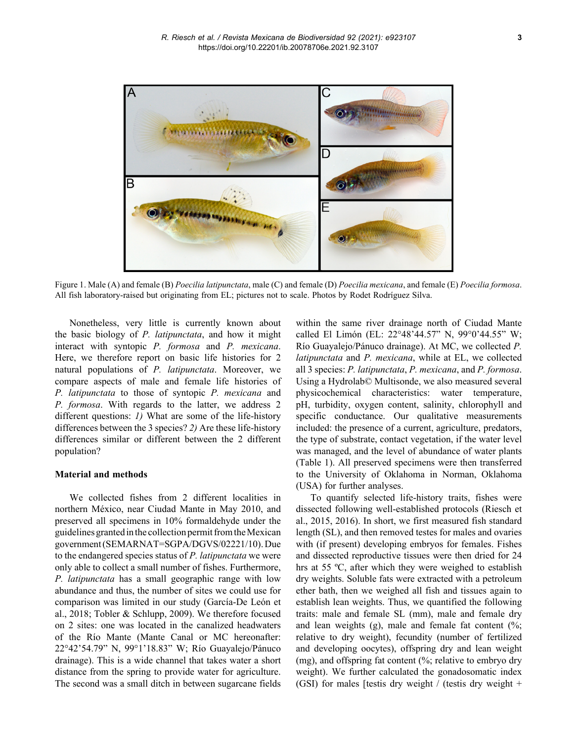Figure 1. Male (A) and female (B) *Poecilia latipunctata*, male (C) and female (D) *Poecilia mexicana*, and female (E) *Poecilia formosa*. All fish laboratory-raised but originating from EL; pictures not to scale. Photos by Rodet Rodríguez Silva.

Nonetheless, very little is currently known about the basic biology of *P. latipunctata*, and how it might interact with syntopic *P. formosa* and *P. mexicana*. Here, we therefore report on basic life histories for 2 natural populations of *P. latipunctata*. Moreover, we compare aspects of male and female life histories of *P. latipunctata* to those of syntopic *P. mexicana* and *P. formosa*. With regards to the latter, we address 2 different questions: *1)* What are some of the life-history differences between the 3 species? *2)* Are these life-history differences similar or different between the 2 different population?

**Material and methods**

We collected fishes from 2 different localities in northern México, near Ciudad Mante in May 2010, and preserved all specimens in 10% formaldehyde under the guidelines granted in the collection permit from the Mexican government (SEMARNAT=SGPA/DGVS/02221/10). Due to the endangered species status of *P. latipunctata* we were only able to collect a small number of fishes. Furthermore, *P. latipunctata* has a small geographic range with low abundance and thus, the number of sites we could use for comparison was limited in our study (García-De León et al., 2018; Tobler & Schlupp, 2009). We therefore focused on 2 sites: one was located in the canalized headwaters of the Río Mante (Mante Canal or MC hereonafter: 22°42'54.79" N, 99°1'18.83" W; Río Guayalejo/Pánuco drainage). This is a wide channel that takes water a short distance from the spring to provide water for agriculture. The second was a small ditch in between sugarcane fields within the same river drainage north of Ciudad Mante called El Limón (EL: 22°48'44.57" N, 99°0'44.55" W; Río Guayalejo/Pánuco drainage). At MC, we collected *P. latipunctata* and *P. mexicana*, while at EL, we collected all 3 species: *P. latipunctata*, *P. mexicana*, and *P. formosa*. Using a Hydrolab© Multisonde, we also measured several physicochemical characteristics: water temperature, pH, turbidity, oxygen content, salinity, chlorophyll and specific conductance. Our qualitative measurements included: the presence of a current, agriculture, predators, the type of substrate, contact vegetation, if the water level was managed, and the level of abundance of water plants (Table 1). All preserved specimens were then transferred to the University of Oklahoma in Norman, Oklahoma (USA) for further analyses.

To quantify selected life-history traits, fishes were dissected following well-established protocols (Riesch et al., 2015, 2016). In short, we first measured fish standard length (SL), and then removed testes for males and ovaries with (if present) developing embryos for females. Fishes and dissected reproductive tissues were then dried for 24 hrs at 55 ºC, after which they were weighed to establish dry weights. Soluble fats were extracted with a petroleum ether bath, then we weighed all fish and tissues again to establish lean weights. Thus, we quantified the following traits: male and female SL (mm), male and female dry and lean weights (g), male and female fat content (%; relative to dry weight), fecundity (number of fertilized and developing oocytes), offspring dry and lean weight (mg), and offspring fat content (%; relative to embryo dry weight). We further calculated the gonadosomatic index (GSI) for males [testis dry weight / (testis dry weight +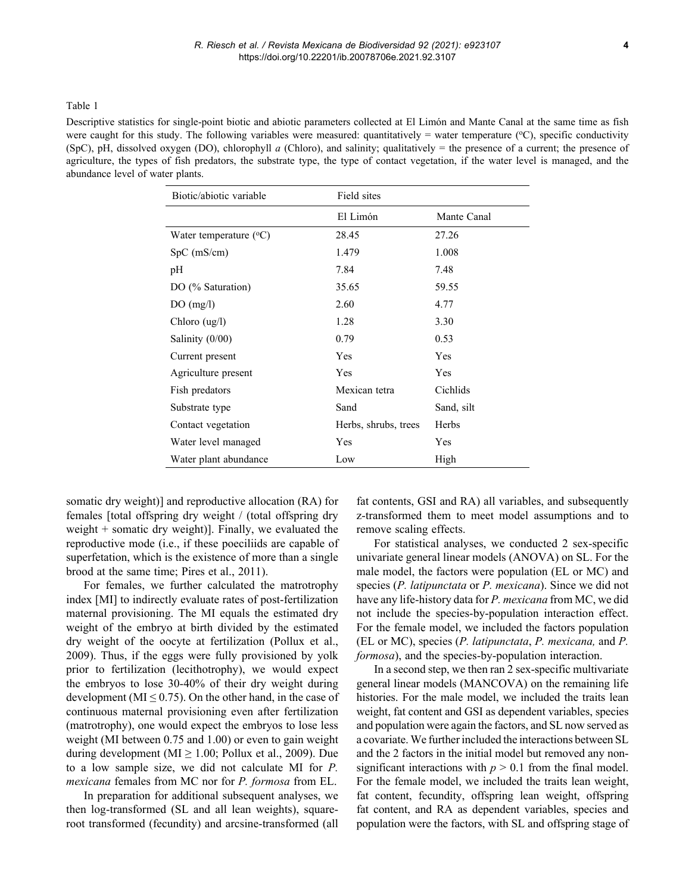Table 1

Descriptive statistics for single-point biotic and abiotic parameters collected at El Limón and Mante Canal at the same time as fish were caught for this study. The following variables were measured: quantitatively = water temperature (ºC), specific conductivity (SpC), pH, dissolved oxygen (DO), chlorophyll *a* (Chloro), and salinity; qualitatively = the presence of a current; the presence of agriculture, the types of fish predators, the substrate type, the type of contact vegetation, if the water level is managed, and the abundance level of water plants.

| Biotic/abiotic variable | Field sites | |
|---|---|---|
| | El Limón | Mante Canal |
| Water temperature (ºC) | 28.45 | 27.26 |
| SpC (mS/cm) | 1.479 | 1.008 |
| pH | 7.84 | 7.48 |
| DO (% Saturation) | 35.65 | 59.55 |
| DO (mg/l) | 2.60 | 4.77 |
| Chloro (ug/l) | 1.28 | 3.30 |
| Salinity (0/00) | 0.79 | 0.53 |
| Current present | Yes | Yes |
| Agriculture present | Yes | Yes |
| Fish predators | Mexican tetra | Cichlids |
| Substrate type | Sand | Sand, silt |
| Contact vegetation | Herbs, shrubs, trees | Herbs |
| Water level managed | Yes | Yes |
| Water plant abundance | Low | High |

somatic dry weight)] and reproductive allocation (RA) for females [total offspring dry weight / (total offspring dry weight + somatic dry weight)]. Finally, we evaluated the reproductive mode (i.e., if these poeciliids are capable of superfetation, which is the existence of more than a single brood at the same time; Pires et al., 2011).

For females, we further calculated the matrotrophy index [MI] to indirectly evaluate rates of post-fertilization maternal provisioning. The MI equals the estimated dry weight of the embryo at birth divided by the estimated dry weight of the oocyte at fertilization (Pollux et al., 2009). Thus, if the eggs were fully provisioned by yolk prior to fertilization (lecithotrophy), we would expect the embryos to lose 30-40% of their dry weight during development ($MI \leq 0.75$). On the other hand, in the case of continuous maternal provisioning even after fertilization (matrotrophy), one would expect the embryos to lose less weight (MI between 0.75 and 1.00) or even to gain weight during development ($MI \geq 1.00$; Pollux et al., 2009). Due to a low sample size, we did not calculate MI for *P. mexicana* females from MC nor for *P. formosa* from EL.

In preparation for additional subsequent analyses, we then log-transformed (SL and all lean weights), square-root transformed (fecundity) and arcsine-transformed (all fat contents, GSI and RA) all variables, and subsequently z-transformed them to meet model assumptions and to remove scaling effects.

For statistical analyses, we conducted 2 sex-specific univariate general linear models (ANOVA) on SL. For the male model, the factors were population (EL or MC) and species (*P. latipunctata* or *P. mexicana*). Since we did not have any life-history data for *P. mexicana* from MC, we did not include the species-by-population interaction effect. For the female model, we included the factors population (EL or MC), species (*P. latipunctata*, *P. mexicana,* and *P. formosa*), and the species-by-population interaction.

In a second step, we then ran 2 sex-specific multivariate general linear models (MANCOVA) on the remaining life histories. For the male model, we included the traits lean weight, fat content and GSI as dependent variables, species and population were again the factors, and SL now served as a covariate. We further included the interactions between SL and the 2 factors in the initial model but removed any non-significant interactions with $p > 0.1$ from the final model. For the female model, we included the traits lean weight, fat content, fecundity, offspring lean weight, offspring fat content, and RA as dependent variables, species and population were the factors, with SL and offspring stage of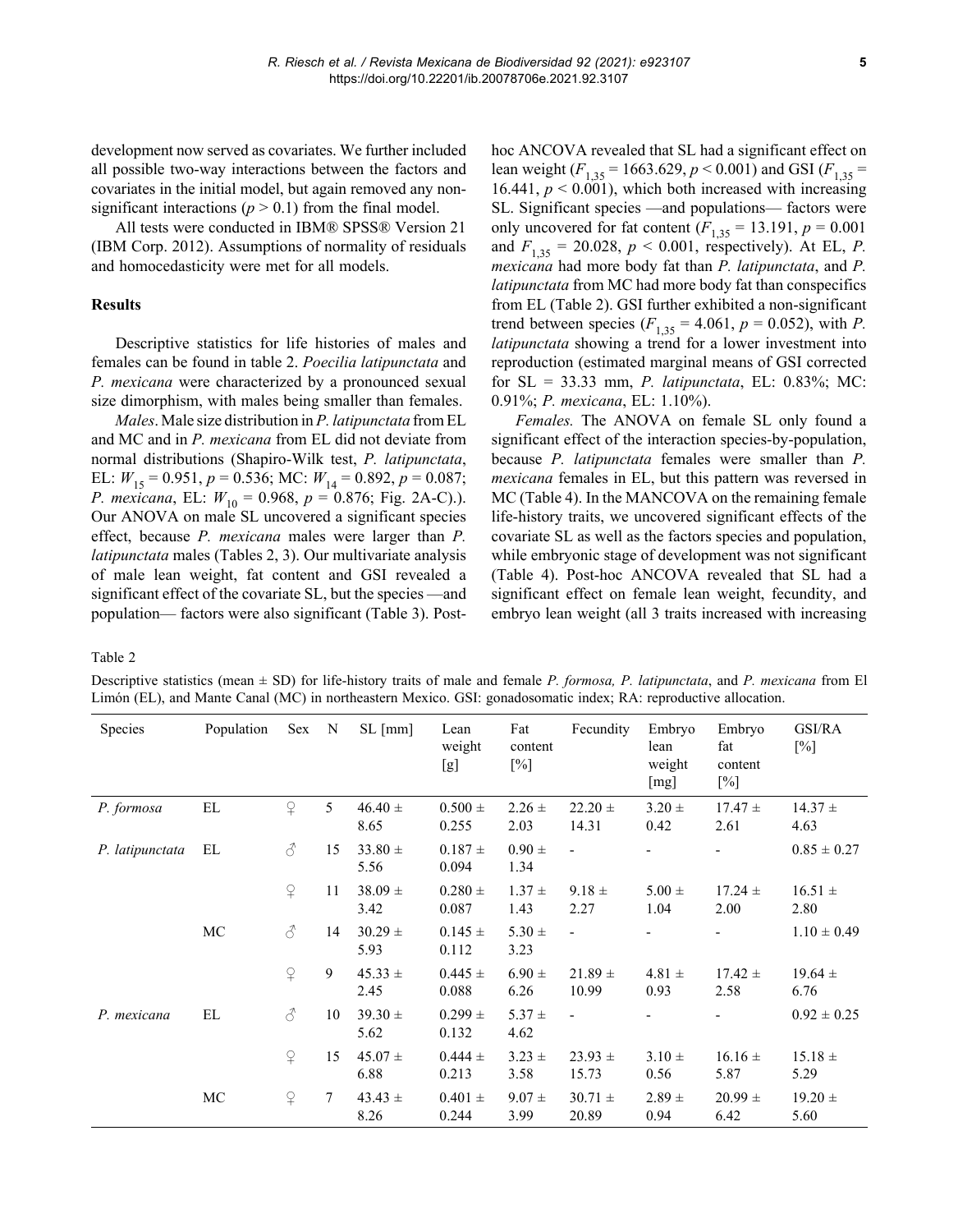development now served as covariates. We further included all possible two-way interactions between the factors and covariates in the initial model, but again removed any non-significant interactions ($p > 0.1$) from the final model.

All tests were conducted in IBM® SPSS® Version 21 (IBM Corp. 2012). Assumptions of normality of residuals and homocedasticity were met for all models.

## Results

Descriptive statistics for life histories of males and females can be found in table 2. *Poecilia latipunctata* and *P. mexicana* were characterized by a pronounced sexual size dimorphism, with males being smaller than females.

*Males*. Male size distribution in *P. latipunctata* from EL and MC and in *P. mexicana* from EL did not deviate from normal distributions (Shapiro-Wilk test, *P. latipunctata*, EL: $W_{15} = 0.951$, $p = 0.536$; MC: $W_{14} = 0.892$, $p = 0.087$; *P. mexicana*, EL: $W_{10} = 0.968$, $p = 0.876$; Fig. 2A-C).). Our ANOVA on male SL uncovered a significant species effect, because *P. mexicana* males were larger than *P. latipunctata* males (Tables 2, 3). Our multivariate analysis of male lean weight, fat content and GSI revealed a significant effect of the covariate SL, but the species —and population— factors were also significant (Table 3). Post-hoc ANCOVA revealed that SL had a significant effect on lean weight ($F_{1,35} = 1663.629$, $p < 0.001$) and GSI ($F_{1,35} = 16.441$, $p < 0.001$), which both increased with increasing SL. Significant species —and populations— factors were only uncovered for fat content ($F_{1,35} = 13.191$, $p = 0.001$ and $F_{1,35} = 20.028$, $p < 0.001$, respectively). At EL, *P. mexicana* had more body fat than *P. latipunctata*, and *P. latipunctata* from MC had more body fat than conspecifics from EL (Table 2). GSI further exhibited a non-significant trend between species ($F_{1,35} = 4.061$, $p = 0.052$), with *P. latipunctata* showing a trend for a lower investment into reproduction (estimated marginal means of GSI corrected for SL = 33.33 mm, *P. latipunctata*, EL: 0.83%; MC: 0.91%; *P. mexicana*, EL: 1.10%).

*Females.* The ANOVA on female SL only found a significant effect of the interaction species-by-population, because *P. latipunctata* females were smaller than *P. mexicana* females in EL, but this pattern was reversed in MC (Table 4). In the MANCOVA on the remaining female life-history traits, we uncovered significant effects of the covariate SL as well as the factors species and population, while embryonic stage of development was not significant (Table 4). Post-hoc ANCOVA revealed that SL had a significant effect on female lean weight, fecundity, and embryo lean weight (all 3 traits increased with increasing

Table 2

Descriptive statistics (mean ± SD) for life-history traits of male and female *P. formosa, P. latipunctata*, and *P. mexicana* from El Limón (EL), and Mante Canal (MC) in northeastern Mexico. GSI: gonadosomatic index; RA: reproductive allocation.

| Species | Population | Sex | N | SL [mm] | Lean weight [g] | Fat content [%] | Fecundity | Embryo lean weight [mg] | Embryo fat content [%] | GSI/RA [%] |
|---|---|---|---|---|---|---|---|---|---|---|
| *P. formosa* | EL | ♀ | 5 | 46.40 ± 8.65 | 0.500 ± 0.255 | 2.26 ± 2.03 | 22.20 ± 14.31 | 3.20 ± 0.42 | 17.47 ± 2.61 | 14.37 ± 4.63 |
| *P. latipunctata* | EL | ♂ | 15 | 33.80 ± 5.56 | 0.187 ± 0.094 | 0.90 ± 1.34 | - | - | - | 0.85 ± 0.27 |
| | | ♀ | 11 | 38.09 ± 3.42 | 0.280 ± 0.087 | 1.37 ± 1.43 | 9.18 ± 2.27 | 5.00 ± 1.04 | 17.24 ± 2.00 | 16.51 ± 2.80 |
| | MC | ♂ | 14 | 30.29 ± 5.93 | 0.145 ± 0.112 | 5.30 ± 3.23 | - | - | - | 1.10 ± 0.49 |
| | | ♀ | 9 | 45.33 ± 2.45 | 0.445 ± 0.088 | 6.90 ± 6.26 | 21.89 ± 10.99 | 4.81 ± 0.93 | 17.42 ± 2.58 | 19.64 ± 6.76 |
| *P. mexicana* | EL | ♂ | 10 | 39.30 ± 5.62 | 0.299 ± 0.132 | 5.37 ± 4.62 | - | - | - | 0.92 ± 0.25 |
| | | ♀ | 15 | 45.07 ± 6.88 | 0.444 ± 0.213 | 3.23 ± 3.58 | 23.93 ± 15.73 | 3.10 ± 0.56 | 16.16 ± 5.87 | 15.18 ± 5.29 |
| | MC | ♀ | 7 | 43.43 ± 8.26 | 0.401 ± 0.244 | 9.07 ± 3.99 | 30.71 ± 20.89 | 2.89 ± 0.94 | 20.99 ± 6.42 | 19.20 ± 5.60 |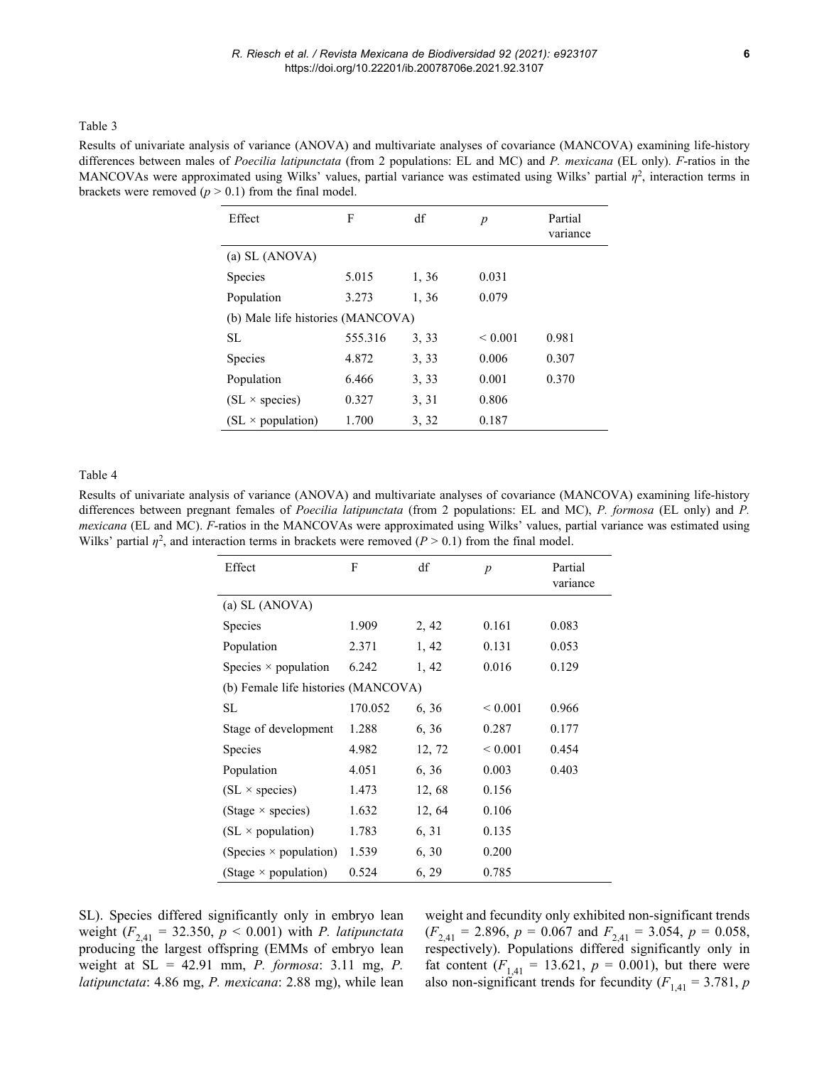Table 3

Results of univariate analysis of variance (ANOVA) and multivariate analyses of covariance (MANCOVA) examining life-history differences between males of *Poecilia latipunctata* (from 2 populations: EL and MC) and *P. mexicana* (EL only). *F*-ratios in the MANCOVAs were approximated using Wilks' values, partial variance was estimated using Wilks' partial $\eta^2$, interaction terms in brackets were removed ($p > 0.1$) from the final model.

| Effect | F | df | *p* | Partial variance |
|---|---|---|---|---|
| (a) SL (ANOVA) | | | | |
| Species | 5.015 | 1, 36 | 0.031 | |
| Population | 3.273 | 1, 36 | 0.079 | |
| (b) Male life histories (MANCOVA) | | | | |
| SL | 555.316 | 3, 33 | < 0.001 | 0.981 |
| Species | 4.872 | 3, 33 | 0.006 | 0.307 |
| Population | 6.466 | 3, 33 | 0.001 | 0.370 |
| (SL × species) | 0.327 | 3, 31 | 0.806 | |
| (SL × population) | 1.700 | 3, 32 | 0.187 | |

Table 4

Results of univariate analysis of variance (ANOVA) and multivariate analyses of covariance (MANCOVA) examining life-history differences between pregnant females of *Poecilia latipunctata* (from 2 populations: EL and MC), *P. formosa* (EL only) and *P. mexicana* (EL and MC). *F*-ratios in the MANCOVAs were approximated using Wilks' values, partial variance was estimated using Wilks' partial $\eta^2$, and interaction terms in brackets were removed ($P > 0.1$) from the final model.

| Effect | F | df | *p* | Partial variance |
|---|---|---|---|---|
| (a) SL (ANOVA) | | | | |
| Species | 1.909 | 2, 42 | 0.161 | 0.083 |
| Population | 2.371 | 1, 42 | 0.131 | 0.053 |
| Species × population | 6.242 | 1, 42 | 0.016 | 0.129 |
| (b) Female life histories (MANCOVA) | | | | |
| SL | 170.052 | 6, 36 | < 0.001 | 0.966 |
| Stage of development | 1.288 | 6, 36 | 0.287 | 0.177 |
| Species | 4.982 | 12, 72 | < 0.001 | 0.454 |
| Population | 4.051 | 6, 36 | 0.003 | 0.403 |
| (SL × species) | 1.473 | 12, 68 | 0.156 | |
| (Stage × species) | 1.632 | 12, 64 | 0.106 | |
| (SL × population) | 1.783 | 6, 31 | 0.135 | |
| (Species × population) | 1.539 | 6, 30 | 0.200 | |
| (Stage × population) | 0.524 | 6, 29 | 0.785 | |

SL). Species differed significantly only in embryo lean weight ($F_{2,41} = 32.350$, $p < 0.001$) with *P. latipunctata* producing the largest offspring (EMMs of embryo lean weight at SL = 42.91 mm, *P. formosa*: 3.11 mg, *P. latipunctata*: 4.86 mg, *P. mexicana*: 2.88 mg), while lean weight and fecundity only exhibited non-significant trends ($F_{2,41} = 2.896$, $p = 0.067$ and $F_{2,41} = 3.054$, $p = 0.058$, respectively). Populations differed significantly only in fat content ($F_{1,41} = 13.621$, $p = 0.001$), but there were also non-significant trends for fecundity ($F_{1,41} = 3.781$, $p$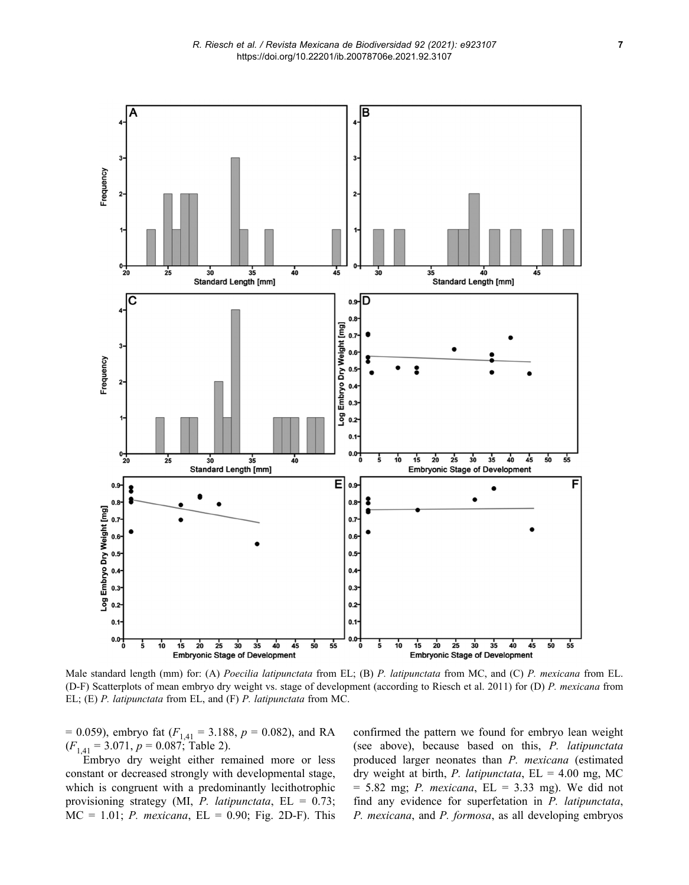Male standard length (mm) for: (A) *Poecilia latipunctata* from EL; (B) *P. latipunctata* from MC, and (C) *P. mexicana* from EL. (D-F) Scatterplots of mean embryo dry weight vs. stage of development (according to Riesch et al. 2011) for (D) *P. mexicana* from EL; (E) *P. latipunctata* from EL, and (F) *P. latipunctata* from MC.

= 0.059), embryo fat ($F_{1,41}$ = 3.188, $p$ = 0.082), and RA ($F_{1,41}$ = 3.071, $p$ = 0.087; Table 2).

Embryo dry weight either remained more or less constant or decreased strongly with developmental stage, which is congruent with a predominantly lecithotrophic provisioning strategy (MI, *P. latipunctata*, EL = 0.73; MC = 1.01; *P. mexicana*, EL = 0.90; Fig. 2D-F). This confirmed the pattern we found for embryo lean weight (see above), because based on this, *P. latipunctata* produced larger neonates than *P. mexicana* (estimated dry weight at birth, *P. latipunctata*, EL = 4.00 mg, MC = 5.82 mg; *P. mexicana*, EL = 3.33 mg). We did not find any evidence for superfetation in *P. latipunctata*, *P. mexicana*, and *P. formosa*, as all developing embryos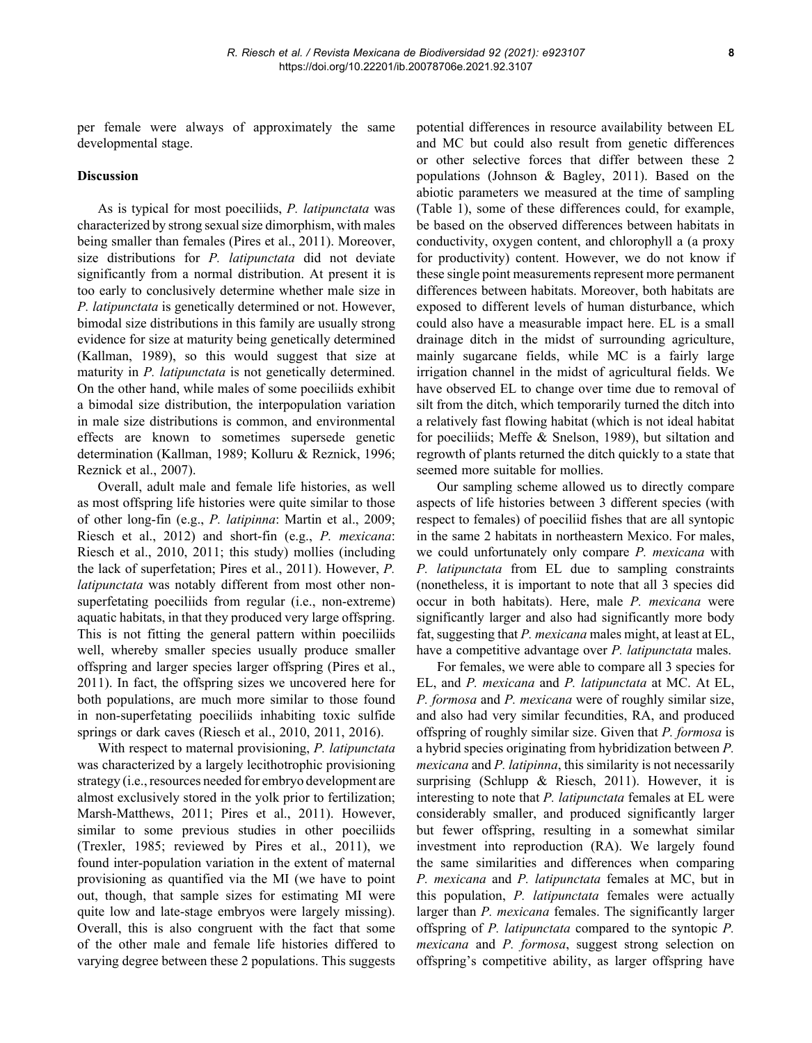per female were always of approximately the same developmental stage.

## Discussion

As is typical for most poeciliids, *P. latipunctata* was characterized by strong sexual size dimorphism, with males being smaller than females (Pires et al., 2011). Moreover, size distributions for *P. latipunctata* did not deviate significantly from a normal distribution. At present it is too early to conclusively determine whether male size in *P. latipunctata* is genetically determined or not. However, bimodal size distributions in this family are usually strong evidence for size at maturity being genetically determined (Kallman, 1989), so this would suggest that size at maturity in *P. latipunctata* is not genetically determined. On the other hand, while males of some poeciliids exhibit a bimodal size distribution, the interpopulation variation in male size distributions is common, and environmental effects are known to sometimes supersede genetic determination (Kallman, 1989; Kolluru & Reznick, 1996; Reznick et al., 2007).

Overall, adult male and female life histories, as well as most offspring life histories were quite similar to those of other long-fin (e.g., *P. latipinna*: Martin et al., 2009; Riesch et al., 2012) and short-fin (e.g., *P. mexicana*: Riesch et al., 2010, 2011; this study) mollies (including the lack of superfetation; Pires et al., 2011). However, *P. latipunctata* was notably different from most other non-superfetating poeciliids from regular (i.e., non-extreme) aquatic habitats, in that they produced very large offspring. This is not fitting the general pattern within poeciliids well, whereby smaller species usually produce smaller offspring and larger species larger offspring (Pires et al., 2011). In fact, the offspring sizes we uncovered here for both populations, are much more similar to those found in non-superfetating poeciliids inhabiting toxic sulfide springs or dark caves (Riesch et al., 2010, 2011, 2016).

With respect to maternal provisioning, *P. latipunctata* was characterized by a largely lecithotrophic provisioning strategy (i.e., resources needed for embryo development are almost exclusively stored in the yolk prior to fertilization; Marsh-Matthews, 2011; Pires et al., 2011). However, similar to some previous studies in other poeciliids (Trexler, 1985; reviewed by Pires et al., 2011), we found inter-population variation in the extent of maternal provisioning as quantified via the MI (we have to point out, though, that sample sizes for estimating MI were quite low and late-stage embryos were largely missing). Overall, this is also congruent with the fact that some of the other male and female life histories differed to varying degree between these 2 populations. This suggests potential differences in resource availability between EL and MC but could also result from genetic differences or other selective forces that differ between these 2 populations (Johnson & Bagley, 2011). Based on the abiotic parameters we measured at the time of sampling (Table 1), some of these differences could, for example, be based on the observed differences between habitats in conductivity, oxygen content, and chlorophyll a (a proxy for productivity) content. However, we do not know if these single point measurements represent more permanent differences between habitats. Moreover, both habitats are exposed to different levels of human disturbance, which could also have a measurable impact here. EL is a small drainage ditch in the midst of surrounding agriculture, mainly sugarcane fields, while MC is a fairly large irrigation channel in the midst of agricultural fields. We have observed EL to change over time due to removal of silt from the ditch, which temporarily turned the ditch into a relatively fast flowing habitat (which is not ideal habitat for poeciliids; Meffe & Snelson, 1989), but siltation and regrowth of plants returned the ditch quickly to a state that seemed more suitable for mollies.

Our sampling scheme allowed us to directly compare aspects of life histories between 3 different species (with respect to females) of poeciliid fishes that are all syntopic in the same 2 habitats in northeastern Mexico. For males, we could unfortunately only compare *P. mexicana* with *P. latipunctata* from EL due to sampling constraints (nonetheless, it is important to note that all 3 species did occur in both habitats). Here, male *P. mexicana* were significantly larger and also had significantly more body fat, suggesting that *P. mexicana* males might, at least at EL, have a competitive advantage over *P. latipunctata* males.

For females, we were able to compare all 3 species for EL, and *P. mexicana* and *P. latipunctata* at MC. At EL, *P. formosa* and *P. mexicana* were of roughly similar size, and also had very similar fecundities, RA, and produced offspring of roughly similar size. Given that *P. formosa* is a hybrid species originating from hybridization between *P. mexicana* and *P. latipinna*, this similarity is not necessarily surprising (Schlupp & Riesch, 2011). However, it is interesting to note that *P. latipunctata* females at EL were considerably smaller, and produced significantly larger but fewer offspring, resulting in a somewhat similar investment into reproduction (RA). We largely found the same similarities and differences when comparing *P. mexicana* and *P. latipunctata* females at MC, but in this population, *P. latipunctata* females were actually larger than *P. mexicana* females. The significantly larger offspring of *P. latipunctata* compared to the syntopic *P. mexicana* and *P. formosa*, suggest strong selection on offspring's competitive ability, as larger offspring have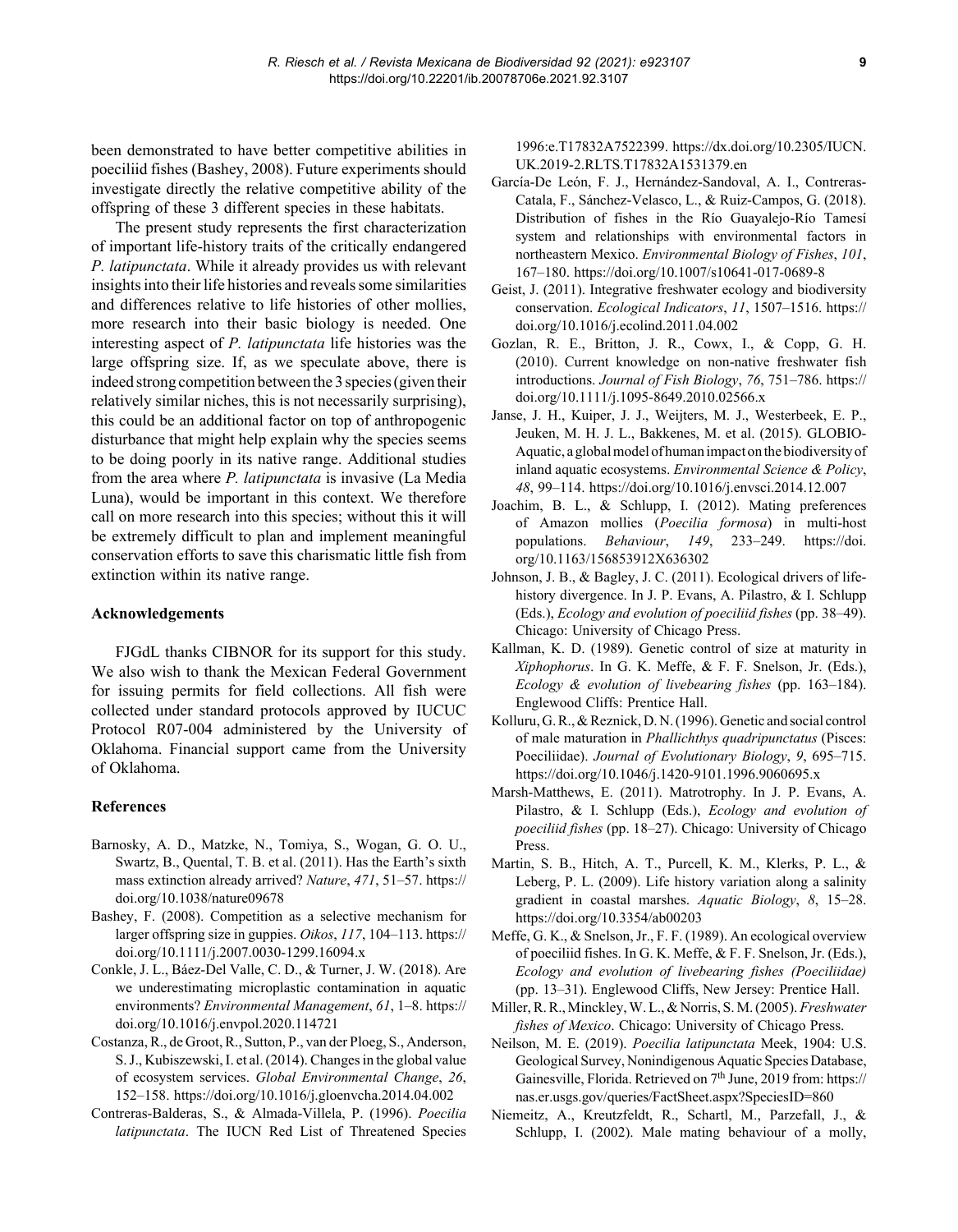been demonstrated to have better competitive abilities in poeciliid fishes (Bashey, 2008). Future experiments should investigate directly the relative competitive ability of the offspring of these 3 different species in these habitats.

The present study represents the first characterization of important life-history traits of the critically endangered *P. latipunctata*. While it already provides us with relevant insights into their life histories and reveals some similarities and differences relative to life histories of other mollies, more research into their basic biology is needed. One interesting aspect of *P. latipunctata* life histories was the large offspring size. If, as we speculate above, there is indeed strong competition between the 3 species (given their relatively similar niches, this is not necessarily surprising), this could be an additional factor on top of anthropogenic disturbance that might help explain why the species seems to be doing poorly in its native range. Additional studies from the area where *P. latipunctata* is invasive (La Media Luna), would be important in this context. We therefore call on more research into this species; without this it will be extremely difficult to plan and implement meaningful conservation efforts to save this charismatic little fish from extinction within its native range.

## Acknowledgements

FJGdL thanks CIBNOR for its support for this study. We also wish to thank the Mexican Federal Government for issuing permits for field collections. All fish were collected under standard protocols approved by IUCUC Protocol R07-004 administered by the University of Oklahoma. Financial support came from the University of Oklahoma.

## References

Barnosky, A. D., Matzke, N., Tomiya, S., Wogan, G. O. U., Swartz, B., Quental, T. B. et al. (2011). Has the Earth's sixth mass extinction already arrived? *Nature*, *471*, 51–57. https://doi.org/10.1038/nature09678

Bashey, F. (2008). Competition as a selective mechanism for larger offspring size in guppies. *Oikos*, *117*, 104–113. https://doi.org/10.1111/j.2007.0030-1299.16094.x

Conkle, J. L., Báez-Del Valle, C. D., & Turner, J. W. (2018). Are we underestimating microplastic contamination in aquatic environments? *Environmental Management*, *61*, 1–8. https://doi.org/10.1016/j.envpol.2020.114721

Costanza, R., de Groot, R., Sutton, P., van der Ploeg, S., Anderson, S. J., Kubiszewski, I. et al. (2014). Changes in the global value of ecosystem services. *Global Environmental Change*, *26*, 152–158. https://doi.org/10.1016/j.gloenvcha.2014.04.002

Contreras-Balderas, S., & Almada-Villela, P. (1996). *Poecilia latipunctata*. The IUCN Red List of Threatened Species 1996:e.T17832A7522399. https://dx.doi.org/10.2305/IUCN.UK.2019-2.RLTS.T17832A1531379.en

García-De León, F. J., Hernández-Sandoval, A. I., Contreras-Catala, F., Sánchez-Velasco, L., & Ruiz-Campos, G. (2018). Distribution of fishes in the Río Guayalejo-Río Tamesí system and relationships with environmental factors in northeastern Mexico. *Environmental Biology of Fishes*, *101*, 167–180. https://doi.org/10.1007/s10641-017-0689-8

Geist, J. (2011). Integrative freshwater ecology and biodiversity conservation. *Ecological Indicators*, *11*, 1507–1516. https://doi.org/10.1016/j.ecolind.2011.04.002

Gozlan, R. E., Britton, J. R., Cowx, I., & Copp, G. H. (2010). Current knowledge on non-native freshwater fish introductions. *Journal of Fish Biology*, *76*, 751–786. https://doi.org/10.1111/j.1095-8649.2010.02566.x

Janse, J. H., Kuiper, J. J., Weijters, M. J., Westerbeek, E. P., Jeuken, M. H. J. L., Bakkenes, M. et al. (2015). GLOBIO-Aquatic, a global model of human impact on the biodiversity of inland aquatic ecosystems. *Environmental Science & Policy*, *48*, 99–114. https://doi.org/10.1016/j.envsci.2014.12.007

Joachim, B. L., & Schlupp, I. (2012). Mating preferences of Amazon mollies (*Poecilia formosa*) in multi-host populations. *Behaviour*, *149*, 233–249. https://doi.org/10.1163/156853912X636302

Johnson, J. B., & Bagley, J. C. (2011). Ecological drivers of life-history divergence. In J. P. Evans, A. Pilastro, & I. Schlupp (Eds.), *Ecology and evolution of poeciliid fishes* (pp. 38–49). Chicago: University of Chicago Press.

Kallman, K. D. (1989). Genetic control of size at maturity in *Xiphophorus*. In G. K. Meffe, & F. F. Snelson, Jr. (Eds.), *Ecology & evolution of livebearing fishes* (pp. 163–184). Englewood Cliffs: Prentice Hall.

Kolluru, G. R., & Reznick, D. N. (1996). Genetic and social control of male maturation in *Phallichthys quadripunctatus* (Pisces: Poeciliidae). *Journal of Evolutionary Biology*, *9*, 695–715. https://doi.org/10.1046/j.1420-9101.1996.9060695.x

Marsh-Matthews, E. (2011). Matrotrophy. In J. P. Evans, A. Pilastro, & I. Schlupp (Eds.), *Ecology and evolution of poeciliid fishes* (pp. 18–27). Chicago: University of Chicago Press.

Martin, S. B., Hitch, A. T., Purcell, K. M., Klerks, P. L., & Leberg, P. L. (2009). Life history variation along a salinity gradient in coastal marshes. *Aquatic Biology*, *8*, 15–28. https://doi.org/10.3354/ab00203

Meffe, G. K., & Snelson, Jr., F. F. (1989). An ecological overview of poeciliid fishes. In G. K. Meffe, & F. F. Snelson, Jr. (Eds.), *Ecology and evolution of livebearing fishes)* (pp. 13–31). Englewood Cliffs, New Jersey: Prentice Hall.

Miller, R. R., Minckley, W. L., & Norris, S. M. (2005). *Freshwater fishes of Mexico*. Chicago: University of Chicago Press.

Neilson, M. E. (2019). *Poecilia latipunctata* Meek, 1904: U.S. Geological Survey, Nonindigenous Aquatic Species Database, Gainesville, Florida. Retrieved on 7th June, 2019 from: https://nas.er.usgs.gov/queries/FactSheet.aspx?SpeciesID=860

Niemeitz, A., Kreutzfeldt, R., Schartl, M., Parzefall, J., & Schlupp, I. (2002). Male mating behaviour of a molly,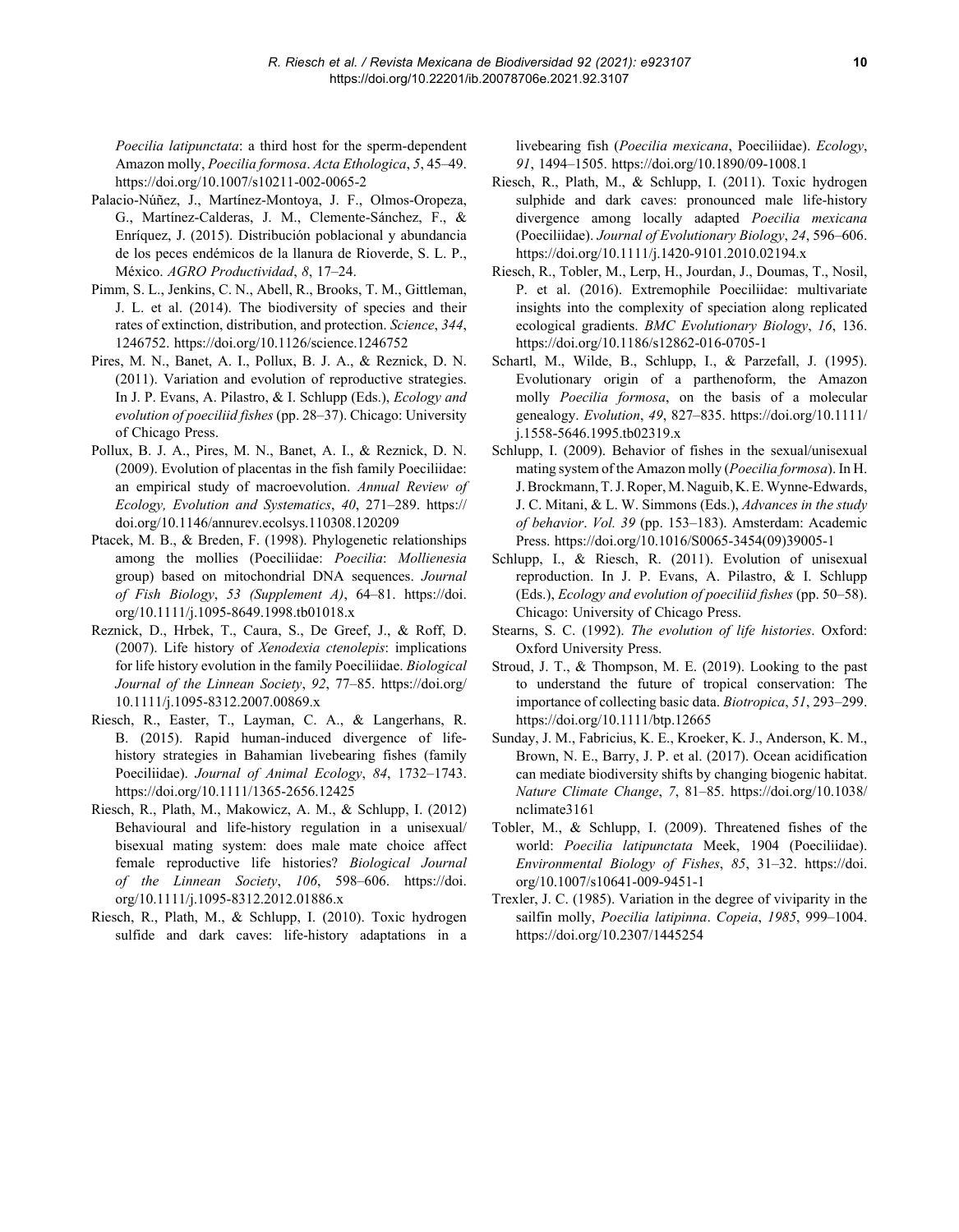*Poecilia latipunctata*: a third host for the sperm-dependent Amazon molly, *Poecilia formosa*. *Acta Ethologica*, *5*, 45–49. https://doi.org/10.1007/s10211-002-0065-2

Palacio-Núñez, J., Martínez-Montoya, J. F., Olmos-Oropeza, G., Martínez-Calderas, J. M., Clemente-Sánchez, F., & Enríquez, J. (2015). Distribución poblacional y abundancia de los peces endémicos de la llanura de Rioverde, S. L. P., México. *AGRO Productividad*, *8*, 17–24.

Pimm, S. L., Jenkins, C. N., Abell, R., Brooks, T. M., Gittleman, J. L. et al. (2014). The biodiversity of species and their rates of extinction, distribution, and protection. *Science*, *344*, 1246752. https://doi.org/10.1126/science.1246752

Pires, M. N., Banet, A. I., Pollux, B. J. A., & Reznick, D. N. (2011). Variation and evolution of reproductive strategies. In J. P. Evans, A. Pilastro, & I. Schlupp (Eds.), *Ecology and evolution of poeciliid fishes* (pp. 28–37). Chicago: University of Chicago Press.

Pollux, B. J. A., Pires, M. N., Banet, A. I., & Reznick, D. N. (2009). Evolution of placentas in the fish family Poeciliidae: an empirical study of macroevolution. *Annual Review of Ecology, Evolution and Systematics*, *40*, 271–289. https://doi.org/10.1146/annurev.ecolsys.110308.120209

Ptacek, M. B., & Breden, F. (1998). Phylogenetic relationships among the mollies (Poeciliidae: *Poecilia*: *Mollienesia* group) based on mitochondrial DNA sequences. *Journal of Fish Biology*, *53 (Supplement A)*, 64–81. https://doi.org/10.1111/j.1095-8649.1998.tb01018.x

Reznick, D., Hrbek, T., Caura, S., De Greef, J., & Roff, D. (2007). Life history of *Xenodexia ctenolepis*: implications for life history evolution in the family Poeciliidae. *Biological Journal of the Linnean Society*, *92*, 77–85. https://doi.org/10.1111/j.1095-8312.2007.00869.x

Riesch, R., Easter, T., Layman, C. A., & Langerhans, R. B. (2015). Rapid human-induced divergence of life-history strategies in Bahamian livebearing fishes (family Poeciliidae). *Journal of Animal Ecology*, *84*, 1732–1743. https://doi.org/10.1111/1365-2656.12425

Riesch, R., Plath, M., Makowicz, A. M., & Schlupp, I. (2012) Behavioural and life-history regulation in a unisexual/bisexual mating system: does male mate choice affect female reproductive life histories? *Biological Journal of the Linnean Society*, *106*, 598–606. https://doi.org/10.1111/j.1095-8312.2012.01886.x

Riesch, R., Plath, M., & Schlupp, I. (2010). Toxic hydrogen sulfide and dark caves: life-history adaptations in a livebearing fish (*Poecilia mexicana*, Poeciliidae). *Ecology*, *91*, 1494–1505. https://doi.org/10.1890/09-1008.1

Riesch, R., Plath, M., & Schlupp, I. (2011). Toxic hydrogen sulphide and dark caves: pronounced male life-history divergence among locally adapted *Poecilia mexicana* (Poeciliidae). *Journal of Evolutionary Biology*, *24*, 596–606. https://doi.org/10.1111/j.1420-9101.2010.02194.x

Riesch, R., Tobler, M., Lerp, H., Jourdan, J., Doumas, T., Nosil, P. et al. (2016). Extremophile Poeciliidae: multivariate insights into the complexity of speciation along replicated ecological gradients. *BMC Evolutionary Biology*, *16*, 136. https://doi.org/10.1186/s12862-016-0705-1

Schartl, M., Wilde, B., Schlupp, I., & Parzefall, J. (1995). Evolutionary origin of a parthenoform, the Amazon molly *Poecilia formosa*, on the basis of a molecular genealogy. *Evolution*, *49*, 827–835. https://doi.org/10.1111/j.1558-5646.1995.tb02319.x

Schlupp, I. (2009). Behavior of fishes in the sexual/unisexual mating system of the Amazon molly (*Poecilia formosa*). In H. J. Brockmann, T. J. Roper, M. Naguib, K. E. Wynne-Edwards, J. C. Mitani, & L. W. Simmons (Eds.), *Advances in the study of behavior*. *Vol. 39* (pp. 153–183). Amsterdam: Academic Press. https://doi.org/10.1016/S0065-3454(09)39005-1

Schlupp, I., & Riesch, R. (2011). Evolution of unisexual reproduction. In J. P. Evans, A. Pilastro, & I. Schlupp (Eds.), *Ecology and evolution of poeciliid fishes* (pp. 50–58). Chicago: University of Chicago Press.

Stearns, S. C. (1992). *The evolution of life histories*. Oxford: Oxford University Press.

Stroud, J. T., & Thompson, M. E. (2019). Looking to the past to understand the future of tropical conservation: The importance of collecting basic data. *Biotropica*, *51*, 293–299. https://doi.org/10.1111/btp.12665

Sunday, J. M., Fabricius, K. E., Kroeker, K. J., Anderson, K. M., Brown, N. E., Barry, J. P. et al. (2017). Ocean acidification can mediate biodiversity shifts by changing biogenic habitat. *Nature Climate Change*, *7*, 81–85. https://doi.org/10.1038/nclimate3161

Tobler, M., & Schlupp, I. (2009). Threatened fishes of the world: *Poecilia latipunctata* Meek, 1904 (Poeciliidae). *Environmental Biology of Fishes*, *85*, 31–32. https://doi.org/10.1007/s10641-009-9451-1

Trexler, J. C. (1985). Variation in the degree of viviparity in the sailfin molly, *Poecilia latipinna*. *Copeia*, *1985*, 999–1004. https://doi.org/10.2307/1445254